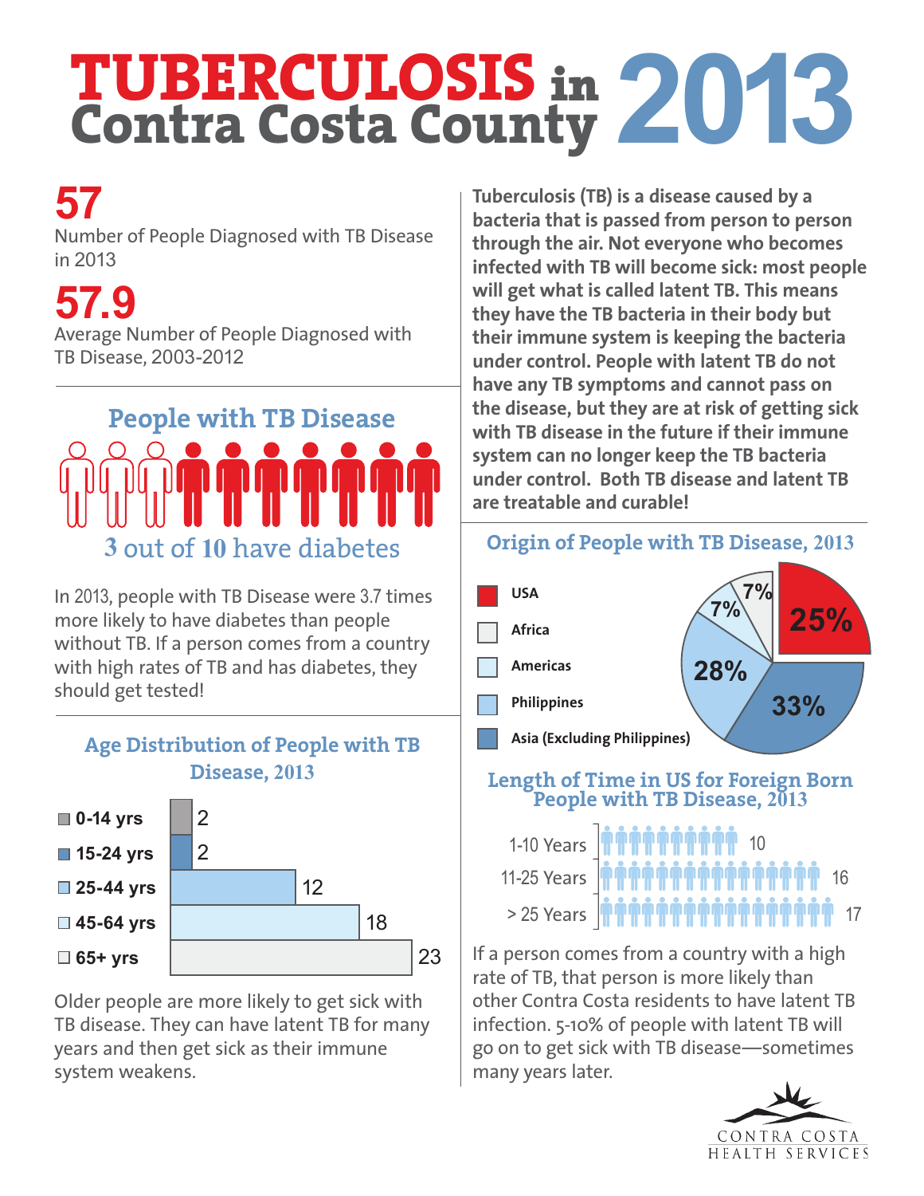# TUBERCULOSIS in Contra Costa County 2013

**57**

Number of People Diagnosed with TB Disease in 2013

**57.9**

Average Number of People Diagnosed with TB Disease, 2003-2012

## People with TB Disease

3 out of 10 have diabetes

In 2013, people with TB Disease were 3.7 times more likely to have diabetes than people without TB. If a person comes from a country with high rates of TB and has diabetes, they should get tested!

## Age Distribution of People with TB Disease, 2013

| Age | Number |
|---|---|
| 0-14 yrs | 2 |
| 15-24 yrs | 2 |
| 25-44 yrs | 12 |
| 45-64 yrs | 18 |
| 65+ yrs | 23 |

Older people are more likely to get sick with TB disease. They can have latent TB for many years and then get sick as their immune system weakens.

**Tuberculosis (TB) is a disease caused by a bacteria that is passed from person to person through the air. Not everyone who becomes infected with TB will become sick: most people will get what is called latent TB. This means they have the TB bacteria in their body but their immune system is keeping the bacteria under control. People with latent TB do not have any TB symptoms and cannot pass on the disease, but they are at risk of getting sick with TB disease in the future if their immune system can no longer keep the TB bacteria under control. Both TB disease and latent TB are treatable and curable!**

## Origin of People with TB Disease, 2013

| Origin | Percent |
|---|---|
| USA | 25% |
| Africa | 7% |
| Americas | 7% |
| Philippines | 28% |
| Asia (Excluding Philippines) | 33% |

## Length of Time in US for Foreign Born People with TB Disease, 2013

| Length of Time | Number |
|---|---|
| 1-10 Years | 10 |
| 11-25 Years | 16 |
| > 25 Years | 17 |

If a person comes from a country with a high rate of TB, that person is more likely than other Contra Costa residents to have latent TB infection. 5-10% of people with latent TB will go on to get sick with TB disease—sometimes many years later.

CONTRA COSTA HEALTH SERVICES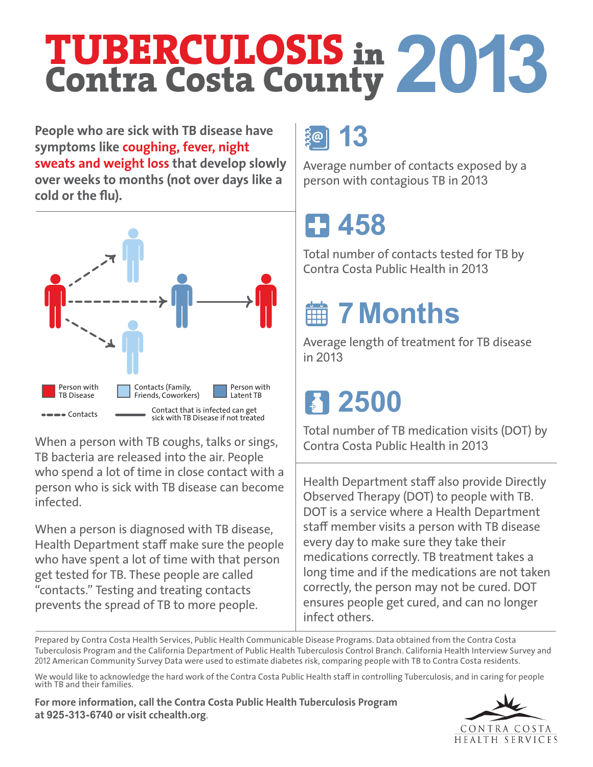# TUBERCULOSIS in Contra Costa County 2013

**People who are sick with TB disease have symptoms like coughing, fever, night sweats and weight loss that develop slowly over weeks to months (not over days like a cold or the flu).**

Person with TB Disease

Contacts (Family, Friends, Coworkers)

Person with Latent TB

Contacts

Contact that is infected can get sick with TB Disease if not treated

When a person with TB coughs, talks or sings, TB bacteria are released into the air. People who spend a lot of time in close contact with a person who is sick with TB disease can become infected.

When a person is diagnosed with TB disease, Health Department staff make sure the people who have spent a lot of time with that person get tested for TB. These people are called "contacts." Testing and treating contacts prevents the spread of TB to more people.

## 13

Average number of contacts exposed by a person with contagious TB in 2013

## 458

Total number of contacts tested for TB by Contra Costa Public Health in 2013

## 7 Months

Average length of treatment for TB disease in 2013

## 2500

Total number of TB medication visits (DOT) by Contra Costa Public Health in 2013

Health Department staff also provide Directly Observed Therapy (DOT) to people with TB. DOT is a service where a Health Department staff member visits a person with TB disease every day to make sure they take their medications correctly. TB treatment takes a long time and if the medications are not taken correctly, the person may not be cured. DOT ensures people get cured, and can no longer infect others.

Prepared by Contra Costa Health Services, Public Health Communicable Disease Programs. Data obtained from the Contra Costa Tuberculosis Program and the California Department of Public Health Tuberculosis Control Branch. California Health Interview Survey and 2012 American Community Survey Data were used to estimate diabetes risk, comparing people with TB to Contra Costa residents.

We would like to acknowledge the hard work of the Contra Costa Public Health staff in controlling Tuberculosis, and in caring for people with TB and their families.

**For more information, call the Contra Costa Public Health Tuberculosis Program at 925-313-6740 or visit cchealth.org.**

CONTRA COSTA HEALTH SERVICES